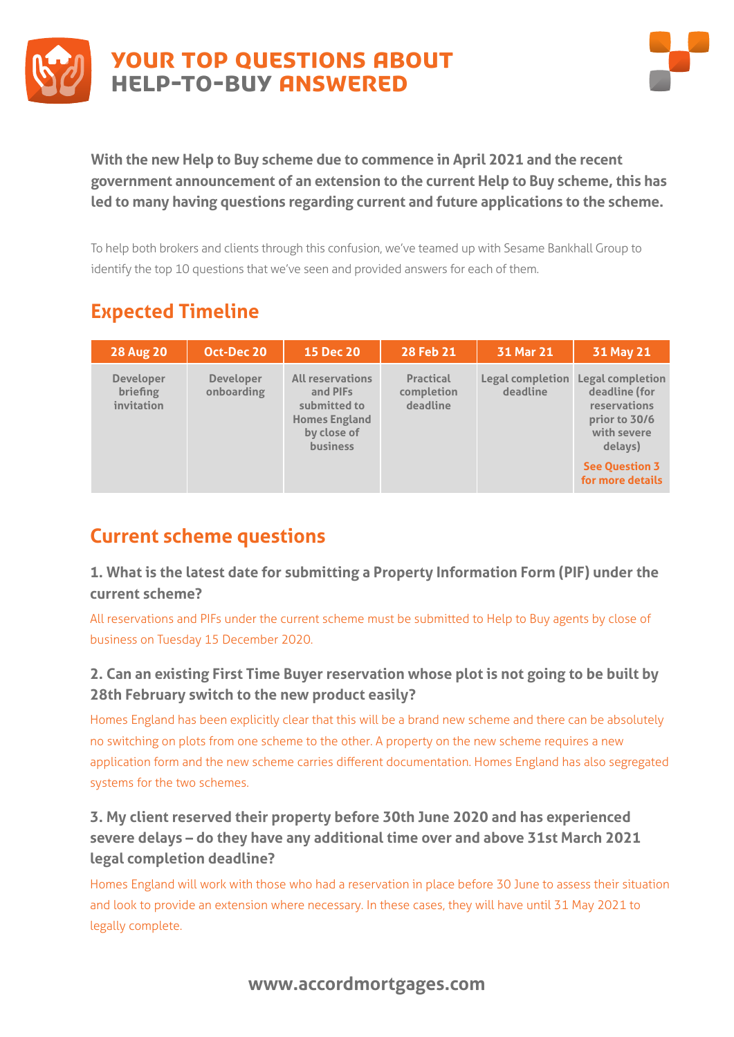# YOUR TOP QUESTIONS ABOUT HELP-TO-BUY ANSWERED

**With the new Help to Buy scheme due to commence in April 2021 and the recent government announcement of an extension to the current Help to Buy scheme, this has led to many having questions regarding current and future applications to the scheme.**

To help both brokers and clients through this confusion, we've teamed up with Sesame Bankhall Group to identify the top 10 questions that we've seen and provided answers for each of them.

## Expected Timeline

| 28 Aug 20 | Oct-Dec 20 | 15 Dec 20 | 28 Feb 21 | 31 Mar 21 | 31 May 21 |
|---|---|---|---|---|---|
| Developer briefing invitation | Developer onboarding | All reservations and PIFs submitted to Homes England by close of business | Practical completion deadline | Legal completion deadline | Legal completion deadline (for reservations prior to 30/6 with severe delays) See Question 3 for more details |

## Current scheme questions

### 1. What is the latest date for submitting a Property Information Form (PIF) under the current scheme?

All reservations and PIFs under the current scheme must be submitted to Help to Buy agents by close of business on Tuesday 15 December 2020.

### 2. Can an existing First Time Buyer reservation whose plot is not going to be built by 28th February switch to the new product easily?

Homes England has been explicitly clear that this will be a brand new scheme and there can be absolutely no switching on plots from one scheme to the other. A property on the new scheme requires a new application form and the new scheme carries different documentation. Homes England has also segregated systems for the two schemes.

### 3. My client reserved their property before 30th June 2020 and has experienced severe delays – do they have any additional time over and above 31st March 2021 legal completion deadline?

Homes England will work with those who had a reservation in place before 30 June to assess their situation and look to provide an extension where necessary. In these cases, they will have until 31 May 2021 to legally complete.

www.accordmortgages.com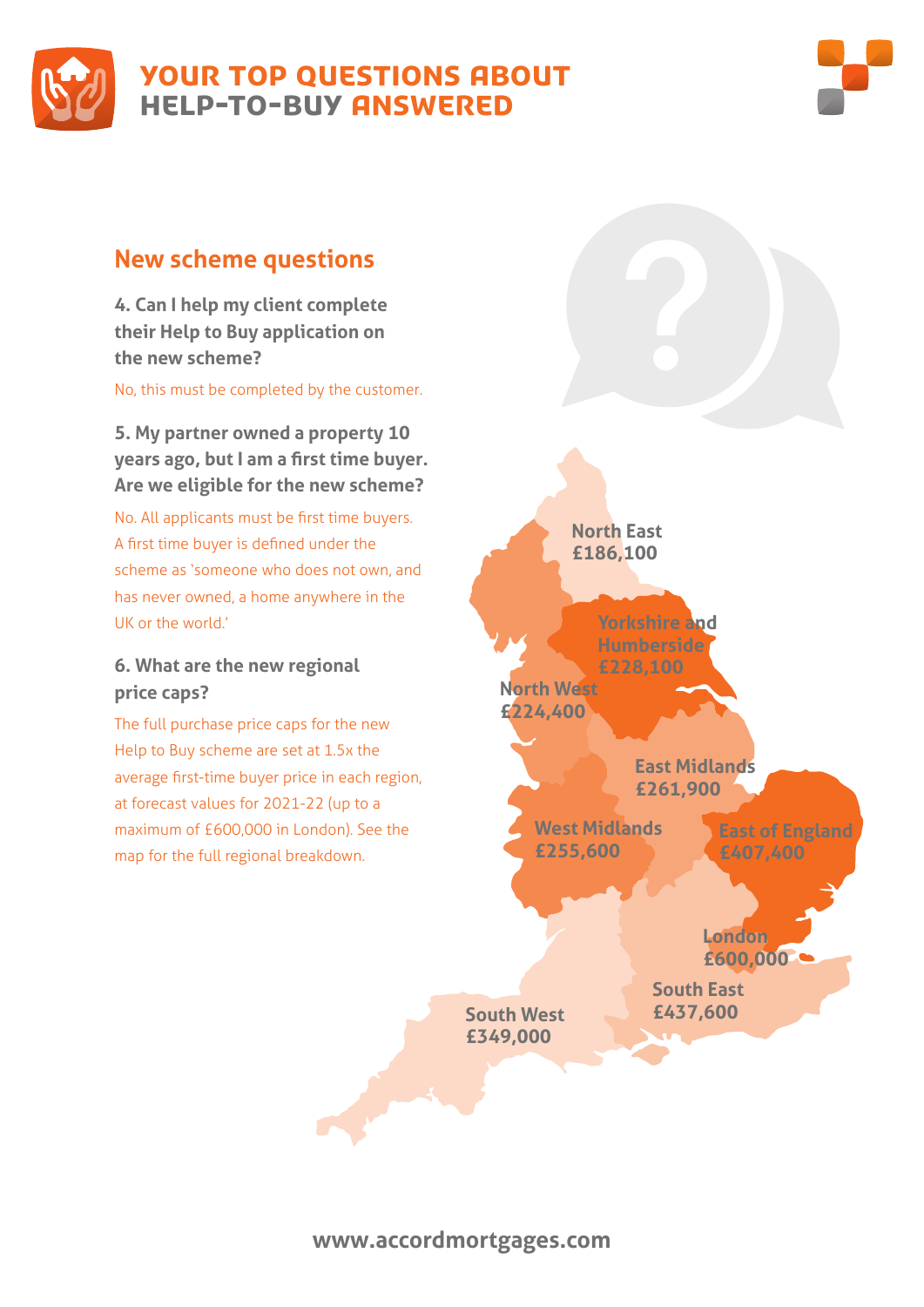# YOUR TOP QUESTIONS ABOUT HELP-TO-BUY ANSWERED

## New scheme questions

### 4. Can I help my client complete their Help to Buy application on the new scheme?

No, this must be completed by the customer.

### 5. My partner owned a property 10 years ago, but I am a first time buyer. Are we eligible for the new scheme?

No. All applicants must be first time buyers. A first time buyer is defined under the scheme as 'someone who does not own, and has never owned, a home anywhere in the UK or the world.'

### 6. What are the new regional price caps?

The full purchase price caps for the new Help to Buy scheme are set at 1.5x the average first-time buyer price in each region, at forecast values for 2021-22 (up to a maximum of £600,000 in London). See the map for the full regional breakdown.

North East
£186,100

Yorkshire and Humberside
£228,100

North West
£224,400

East Midlands
£261,900

West Midlands
£255,600

East of England
£407,400

London
£600,000

South East
£437,600

South West
£349,000

www.accordmortgages.com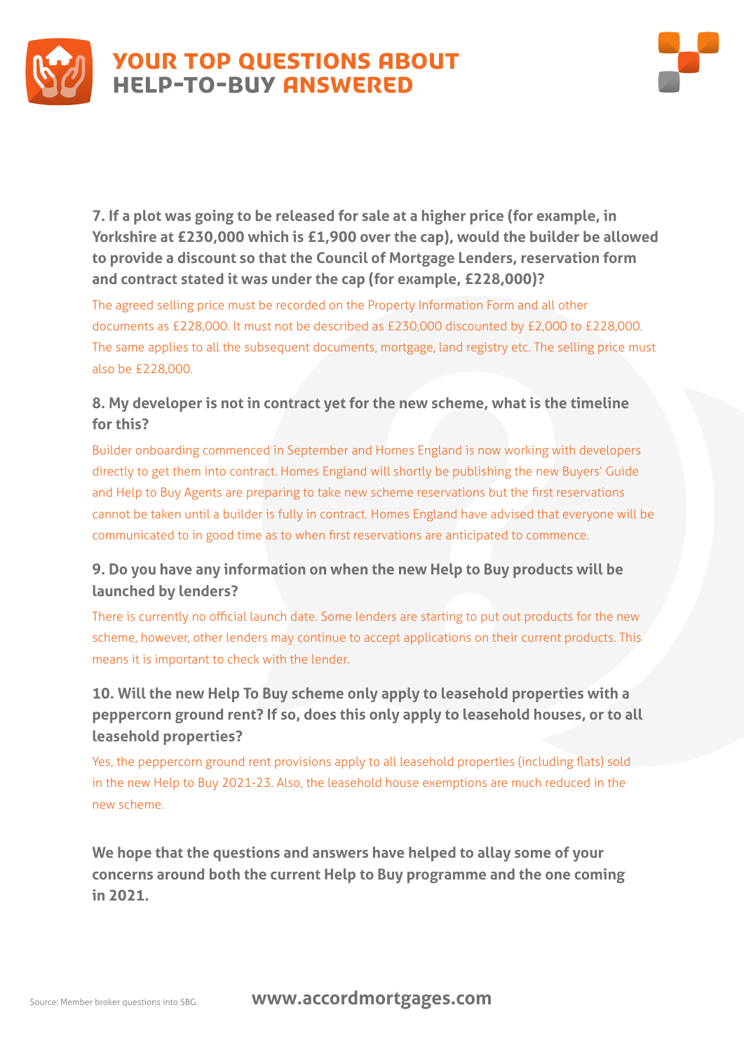**7. If a plot was going to be released for sale at a higher price (for example, in Yorkshire at £230,000 which is £1,900 over the cap), would the builder be allowed to provide a discount so that the Council of Mortgage Lenders, reservation form and contract stated it was under the cap (for example, £228,000)?**

The agreed selling price must be recorded on the Property Information Form and all other documents as £228,000. It must not be described as £230,000 discounted by £2,000 to £228,000. The same applies to all the subsequent documents, mortgage, land registry etc. The selling price must also be £228,000.

**8. My developer is not in contract yet for the new scheme, what is the timeline for this?**

Builder onboarding commenced in September and Homes England is now working with developers directly to get them into contract. Homes England will shortly be publishing the new Buyers' Guide and Help to Buy Agents are preparing to take new scheme reservations but the first reservations cannot be taken until a builder is fully in contract. Homes England have advised that everyone will be communicated to in good time as to when first reservations are anticipated to commence.

**9. Do you have any information on when the new Help to Buy products will be launched by lenders?**

There is currently no official launch date. Some lenders are starting to put out products for the new scheme, however, other lenders may continue to accept applications on their current products. This means it is important to check with the lender.

**10. Will the new Help To Buy scheme only apply to leasehold properties with a peppercorn ground rent? If so, does this only apply to leasehold houses, or to all leasehold properties?**

Yes, the peppercorn ground rent provisions apply to all leasehold properties (including flats) sold in the new Help to Buy 2021-23. Also, the leasehold house exemptions are much reduced in the new scheme.

**We hope that the questions and answers have helped to allay some of your concerns around both the current Help to Buy programme and the one coming in 2021.**

Source: Member broker questions into SBG.

**www.accordmortgages.com**